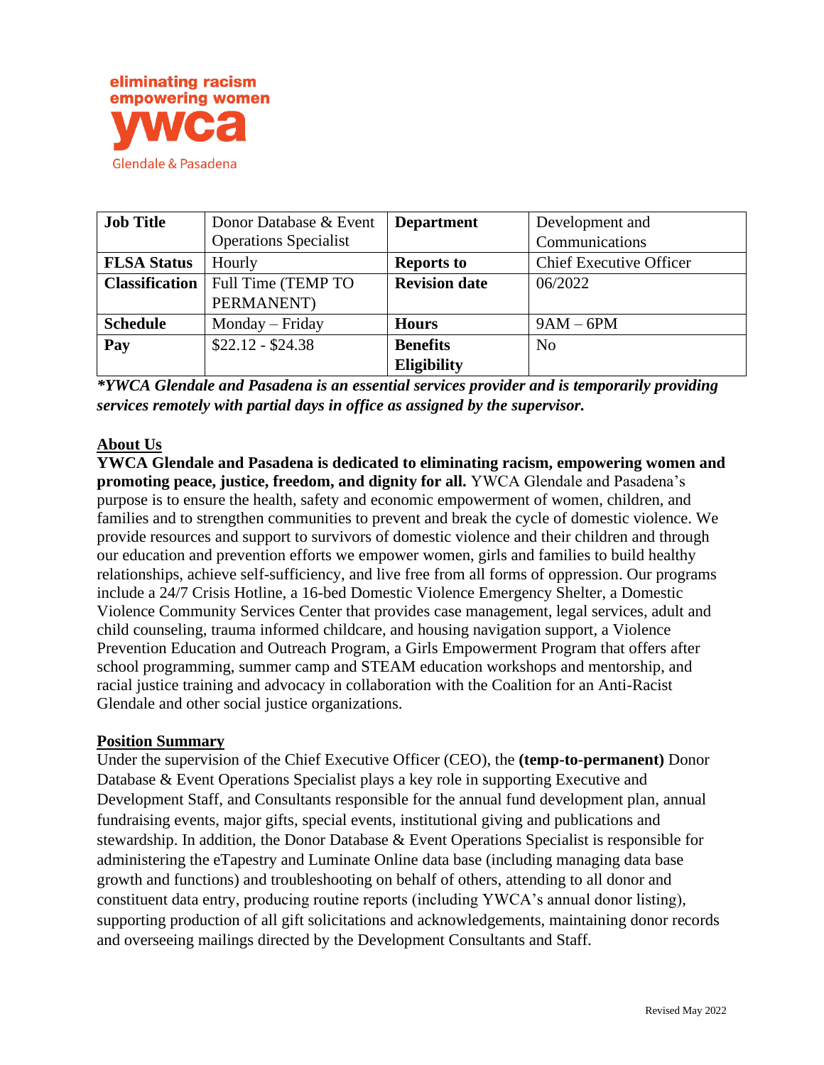eliminating racism
empowering women
ywca
Glendale & Pasadena

| Job Title | Donor Database & Event Operations Specialist | Department | Development and Communications |
| --- | --- | --- | --- |
| FLSA Status | Hourly | Reports to | Chief Executive Officer |
| Classification | Full Time (TEMP TO PERMANENT) | Revision date | 06/2022 |
| Schedule | Monday – Friday | Hours | 9AM – 6PM |
| Pay | $22.12 - $24.38 | Benefits Eligibility | No |

***YWCA Glendale and Pasadena is an essential services provider and is temporarily providing services remotely with partial days in office as assigned by the supervisor.***

## About Us

**YWCA Glendale and Pasadena is dedicated to eliminating racism, empowering women and promoting peace, justice, freedom, and dignity for all.** YWCA Glendale and Pasadena's purpose is to ensure the health, safety and economic empowerment of women, children, and families and to strengthen communities to prevent and break the cycle of domestic violence. We provide resources and support to survivors of domestic violence and their children and through our education and prevention efforts we empower women, girls and families to build healthy relationships, achieve self-sufficiency, and live free from all forms of oppression. Our programs include a 24/7 Crisis Hotline, a 16-bed Domestic Violence Emergency Shelter, a Domestic Violence Community Services Center that provides case management, legal services, adult and child counseling, trauma informed childcare, and housing navigation support, a Violence Prevention Education and Outreach Program, a Girls Empowerment Program that offers after school programming, summer camp and STEAM education workshops and mentorship, and racial justice training and advocacy in collaboration with the Coalition for an Anti-Racist Glendale and other social justice organizations.

## Position Summary

Under the supervision of the Chief Executive Officer (CEO), the **(temp-to-permanent)** Donor Database & Event Operations Specialist plays a key role in supporting Executive and Development Staff, and Consultants responsible for the annual fund development plan, annual fundraising events, major gifts, special events, institutional giving and publications and stewardship. In addition, the Donor Database & Event Operations Specialist is responsible for administering the eTapestry and Luminate Online data base (including managing data base growth and functions) and troubleshooting on behalf of others, attending to all donor and constituent data entry, producing routine reports (including YWCA's annual donor listing), supporting production of all gift solicitations and acknowledgements, maintaining donor records and overseeing mailings directed by the Development Consultants and Staff.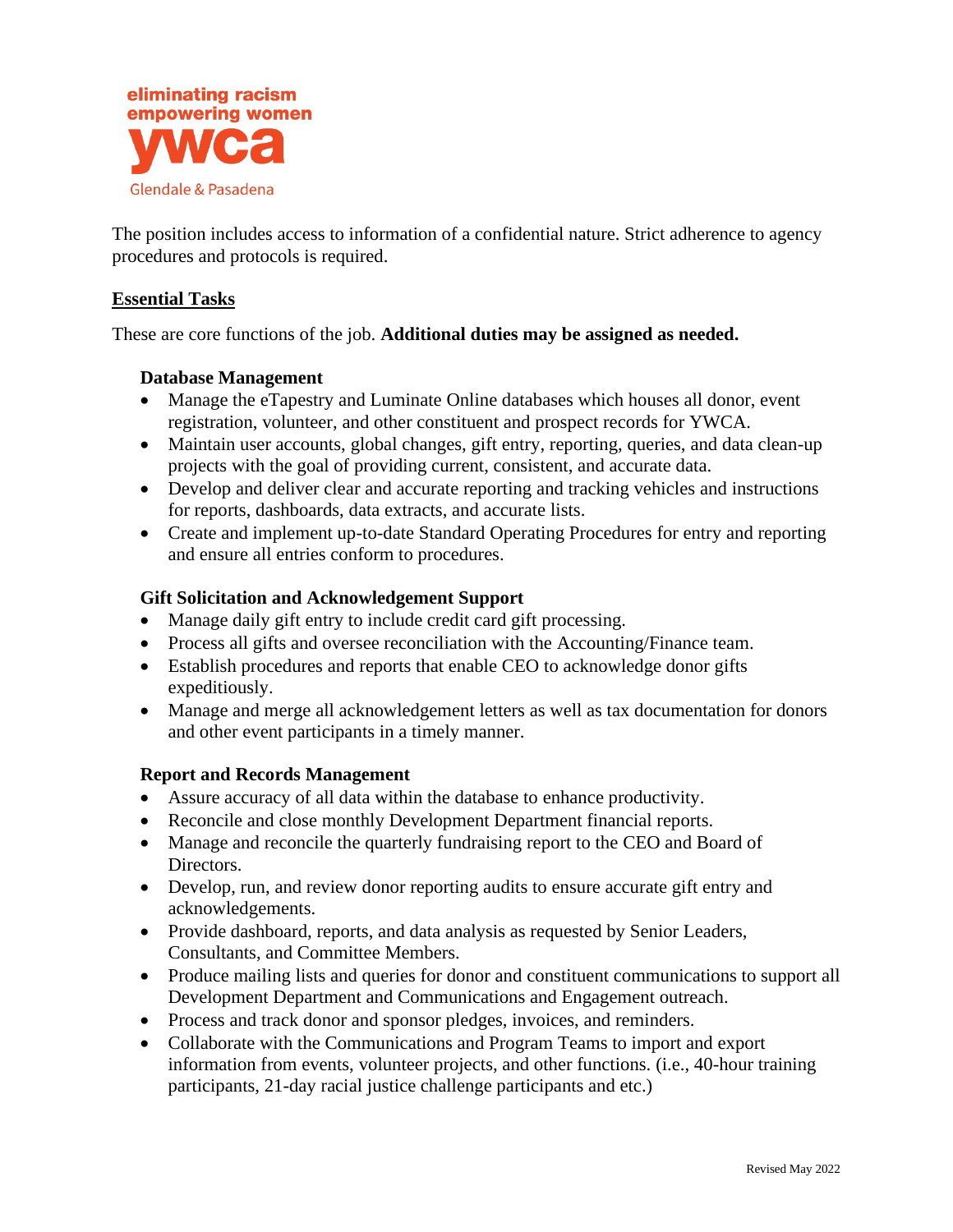The position includes access to information of a confidential nature. Strict adherence to agency procedures and protocols is required.

## Essential Tasks

These are core functions of the job. **Additional duties may be assigned as needed.**

### Database Management

- Manage the eTapestry and Luminate Online databases which houses all donor, event registration, volunteer, and other constituent and prospect records for YWCA.
- Maintain user accounts, global changes, gift entry, reporting, queries, and data clean-up projects with the goal of providing current, consistent, and accurate data.
- Develop and deliver clear and accurate reporting and tracking vehicles and instructions for reports, dashboards, data extracts, and accurate lists.
- Create and implement up-to-date Standard Operating Procedures for entry and reporting and ensure all entries conform to procedures.

### Gift Solicitation and Acknowledgement Support

- Manage daily gift entry to include credit card gift processing.
- Process all gifts and oversee reconciliation with the Accounting/Finance team.
- Establish procedures and reports that enable CEO to acknowledge donor gifts expeditiously.
- Manage and merge all acknowledgement letters as well as tax documentation for donors and other event participants in a timely manner.

### Report and Records Management

- Assure accuracy of all data within the database to enhance productivity.
- Reconcile and close monthly Development Department financial reports.
- Manage and reconcile the quarterly fundraising report to the CEO and Board of Directors.
- Develop, run, and review donor reporting audits to ensure accurate gift entry and acknowledgements.
- Provide dashboard, reports, and data analysis as requested by Senior Leaders, Consultants, and Committee Members.
- Produce mailing lists and queries for donor and constituent communications to support all Development Department and Communications and Engagement outreach.
- Process and track donor and sponsor pledges, invoices, and reminders.
- Collaborate with the Communications and Program Teams to import and export information from events, volunteer projects, and other functions. (i.e., 40-hour training participants, 21-day racial justice challenge participants and etc.)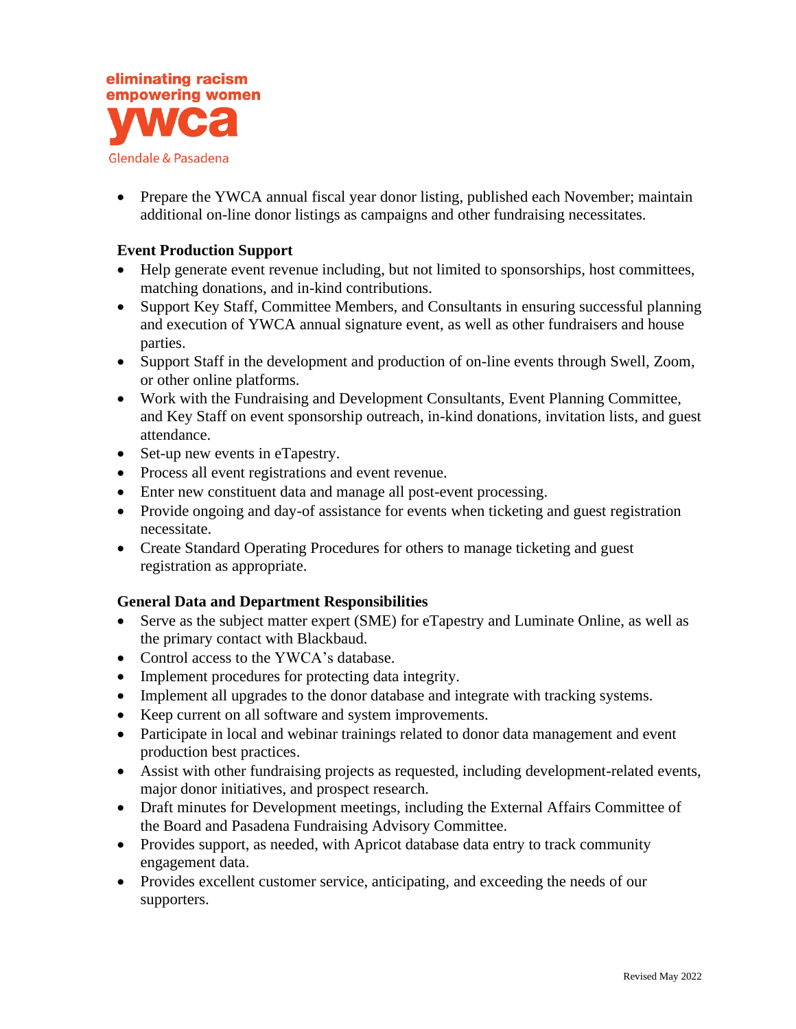- Prepare the YWCA annual fiscal year donor listing, published each November; maintain additional on-line donor listings as campaigns and other fundraising necessitates.

**Event Production Support**

- Help generate event revenue including, but not limited to sponsorships, host committees, matching donations, and in-kind contributions.
- Support Key Staff, Committee Members, and Consultants in ensuring successful planning and execution of YWCA annual signature event, as well as other fundraisers and house parties.
- Support Staff in the development and production of on-line events through Swell, Zoom, or other online platforms.
- Work with the Fundraising and Development Consultants, Event Planning Committee, and Key Staff on event sponsorship outreach, in-kind donations, invitation lists, and guest attendance.
- Set-up new events in eTapestry.
- Process all event registrations and event revenue.
- Enter new constituent data and manage all post-event processing.
- Provide ongoing and day-of assistance for events when ticketing and guest registration necessitate.
- Create Standard Operating Procedures for others to manage ticketing and guest registration as appropriate.

**General Data and Department Responsibilities**

- Serve as the subject matter expert (SME) for eTapestry and Luminate Online, as well as the primary contact with Blackbaud.
- Control access to the YWCA's database.
- Implement procedures for protecting data integrity.
- Implement all upgrades to the donor database and integrate with tracking systems.
- Keep current on all software and system improvements.
- Participate in local and webinar trainings related to donor data management and event production best practices.
- Assist with other fundraising projects as requested, including development-related events, major donor initiatives, and prospect research.
- Draft minutes for Development meetings, including the External Affairs Committee of the Board and Pasadena Fundraising Advisory Committee.
- Provides support, as needed, with Apricot database data entry to track community engagement data.
- Provides excellent customer service, anticipating, and exceeding the needs of our supporters.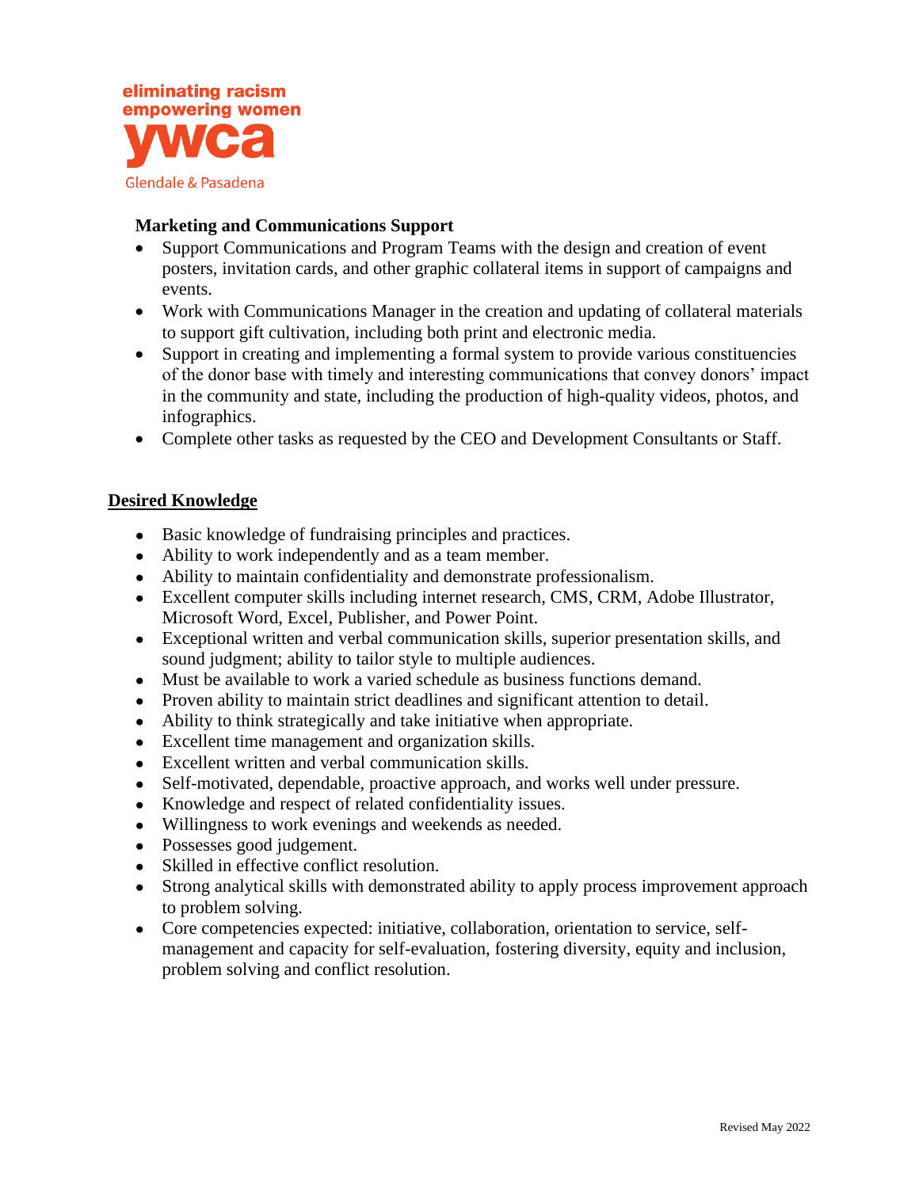**Marketing and Communications Support**

- Support Communications and Program Teams with the design and creation of event posters, invitation cards, and other graphic collateral items in support of campaigns and events.
- Work with Communications Manager in the creation and updating of collateral materials to support gift cultivation, including both print and electronic media.
- Support in creating and implementing a formal system to provide various constituencies of the donor base with timely and interesting communications that convey donors' impact in the community and state, including the production of high-quality videos, photos, and infographics.
- Complete other tasks as requested by the CEO and Development Consultants or Staff.

## Desired Knowledge

- Basic knowledge of fundraising principles and practices.
- Ability to work independently and as a team member.
- Ability to maintain confidentiality and demonstrate professionalism.
- Excellent computer skills including internet research, CMS, CRM, Adobe Illustrator, Microsoft Word, Excel, Publisher, and Power Point.
- Exceptional written and verbal communication skills, superior presentation skills, and sound judgment; ability to tailor style to multiple audiences.
- Must be available to work a varied schedule as business functions demand.
- Proven ability to maintain strict deadlines and significant attention to detail.
- Ability to think strategically and take initiative when appropriate.
- Excellent time management and organization skills.
- Excellent written and verbal communication skills.
- Self-motivated, dependable, proactive approach, and works well under pressure.
- Knowledge and respect of related confidentiality issues.
- Willingness to work evenings and weekends as needed.
- Possesses good judgement.
- Skilled in effective conflict resolution.
- Strong analytical skills with demonstrated ability to apply process improvement approach to problem solving.
- Core competencies expected: initiative, collaboration, orientation to service, self-management and capacity for self-evaluation, fostering diversity, equity and inclusion, problem solving and conflict resolution.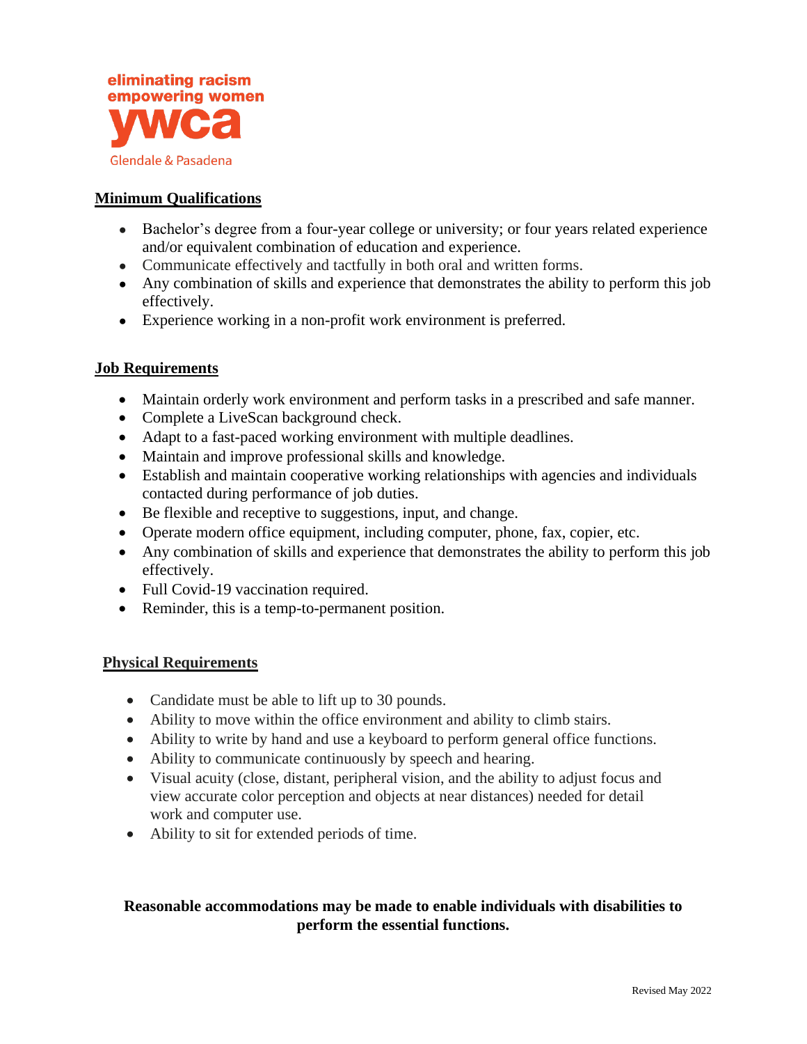eliminating racism
empowering women
ywca
Glendale & Pasadena

## Minimum Qualifications

- Bachelor's degree from a four-year college or university; or four years related experience and/or equivalent combination of education and experience.
- Communicate effectively and tactfully in both oral and written forms.
- Any combination of skills and experience that demonstrates the ability to perform this job effectively.
- Experience working in a non-profit work environment is preferred.

## Job Requirements

- Maintain orderly work environment and perform tasks in a prescribed and safe manner.
- Complete a LiveScan background check.
- Adapt to a fast-paced working environment with multiple deadlines.
- Maintain and improve professional skills and knowledge.
- Establish and maintain cooperative working relationships with agencies and individuals contacted during performance of job duties.
- Be flexible and receptive to suggestions, input, and change.
- Operate modern office equipment, including computer, phone, fax, copier, etc.
- Any combination of skills and experience that demonstrates the ability to perform this job effectively.
- Full Covid-19 vaccination required.
- Reminder, this is a temp-to-permanent position.

## Physical Requirements

- Candidate must be able to lift up to 30 pounds.
- Ability to move within the office environment and ability to climb stairs.
- Ability to write by hand and use a keyboard to perform general office functions.
- Ability to communicate continuously by speech and hearing.
- Visual acuity (close, distant, peripheral vision, and the ability to adjust focus and view accurate color perception and objects at near distances) needed for detail work and computer use.
- Ability to sit for extended periods of time.

**Reasonable accommodations may be made to enable individuals with disabilities to perform the essential functions.**

Revised May 2022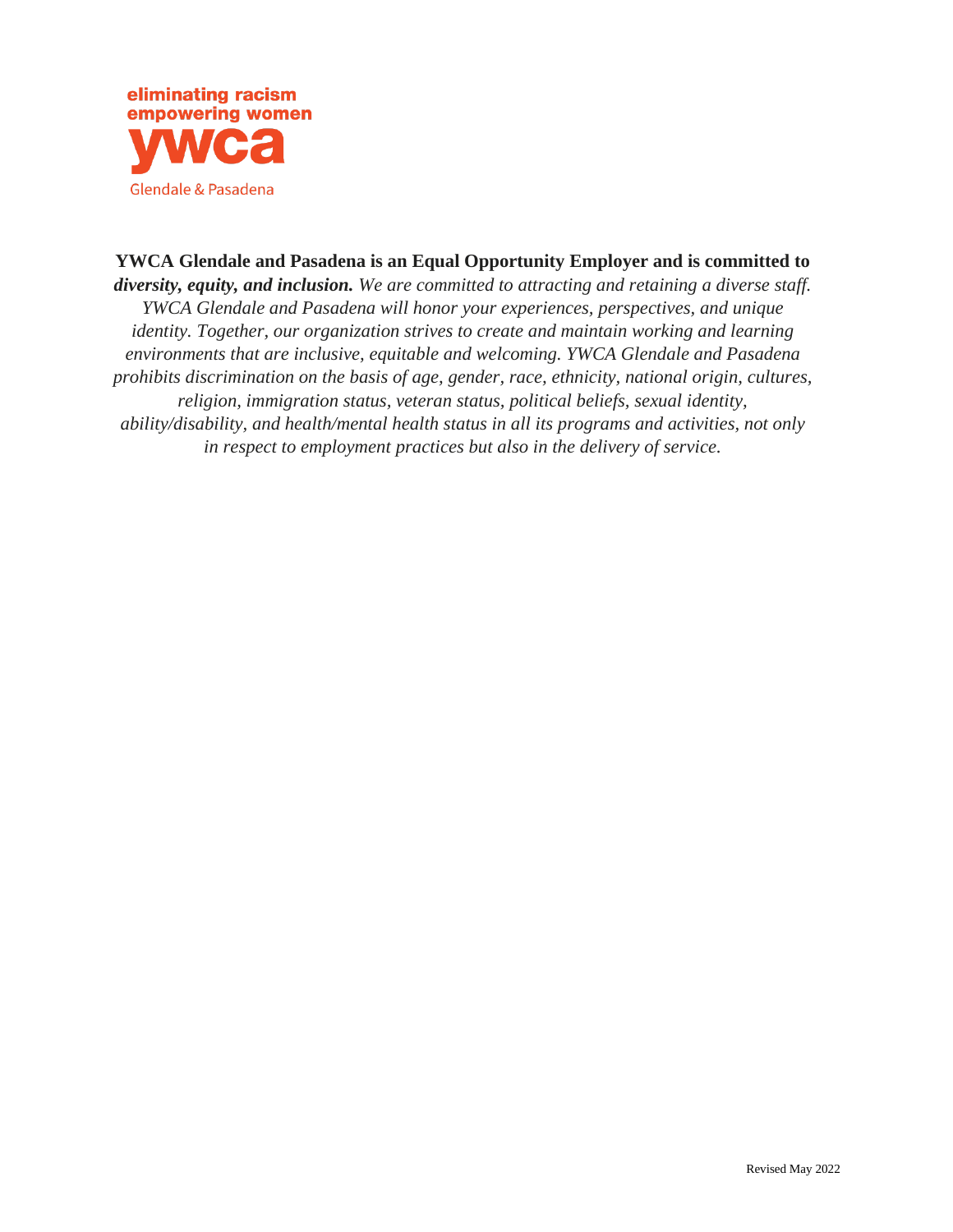eliminating racism
empowering women
ywca
Glendale & Pasadena

**YWCA Glendale and Pasadena is an Equal Opportunity Employer and is committed to *diversity, equity, and inclusion.*** *We are committed to attracting and retaining a diverse staff. YWCA Glendale and Pasadena will honor your experiences, perspectives, and unique identity. Together, our organization strives to create and maintain working and learning environments that are inclusive, equitable and welcoming. YWCA Glendale and Pasadena prohibits discrimination on the basis of age, gender, race, ethnicity, national origin, cultures, religion, immigration status, veteran status, political beliefs, sexual identity, ability/disability, and health/mental health status in all its programs and activities, not only in respect to employment practices but also in the delivery of service.*

Revised May 2022